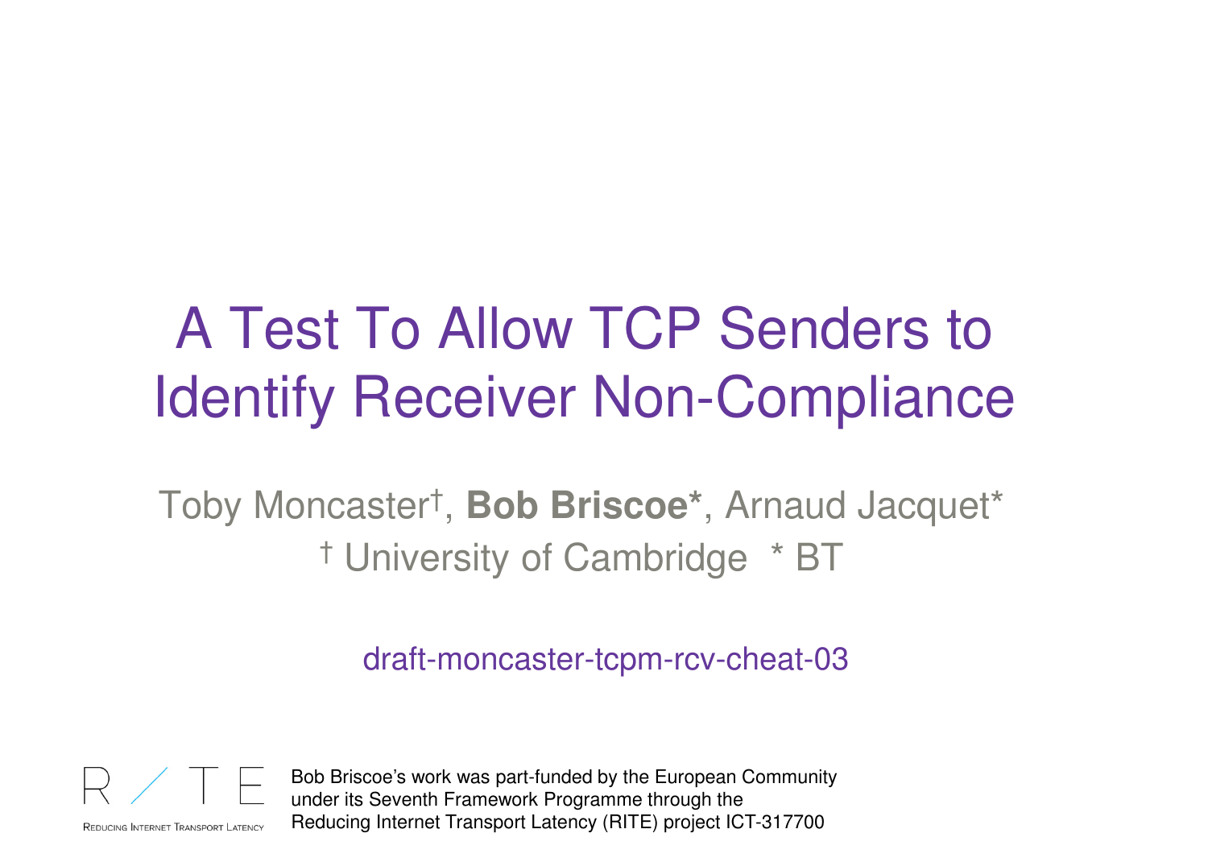# A Test To Allow TCP Senders to Identify Receiver Non-Compliance

Toby Moncaster[†], **Bob Briscoe***, Arnaud Jacquet*

[†] University of Cambridge  * BT

draft-moncaster-tcpm-rcv-cheat-03

RITE — Reducing Internet Transport Latency

Bob Briscoe's work was part-funded by the European Community under its Seventh Framework Programme through the Reducing Internet Transport Latency (RITE) project ICT-317700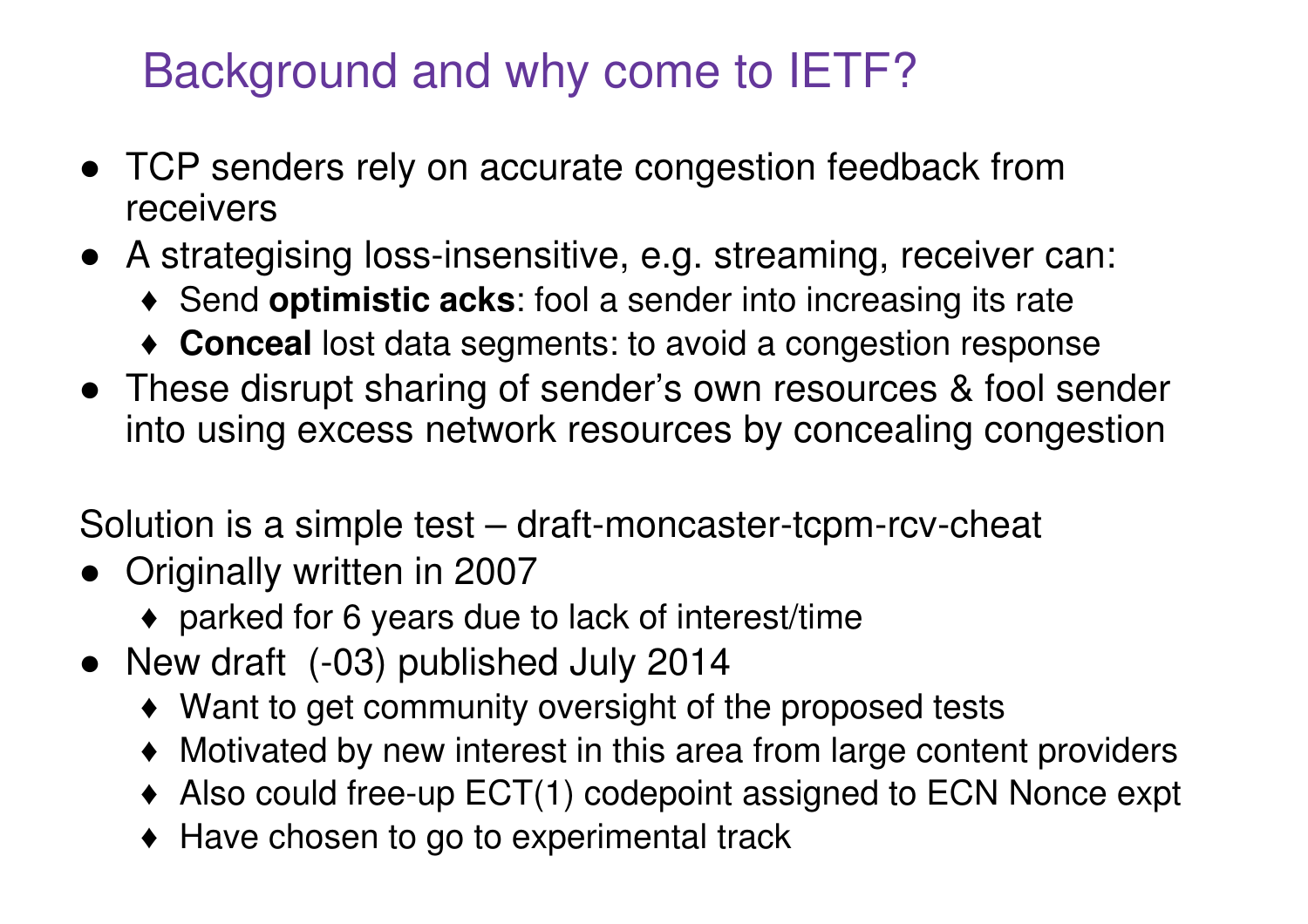# Background and why come to IETF?

- TCP senders rely on accurate congestion feedback from receivers
- A strategising loss-insensitive, e.g. streaming, receiver can:
  - Send **optimistic acks**: fool a sender into increasing its rate
  - **Conceal** lost data segments: to avoid a congestion response
- These disrupt sharing of sender's own resources & fool sender into using excess network resources by concealing congestion

Solution is a simple test – draft-moncaster-tcpm-rcv-cheat

- Originally written in 2007
  - parked for 6 years due to lack of interest/time
- New draft (-03) published July 2014
  - Want to get community oversight of the proposed tests
  - Motivated by new interest in this area from large content providers
  - Also could free-up ECT(1) codepoint assigned to ECN Nonce expt
  - Have chosen to go to experimental track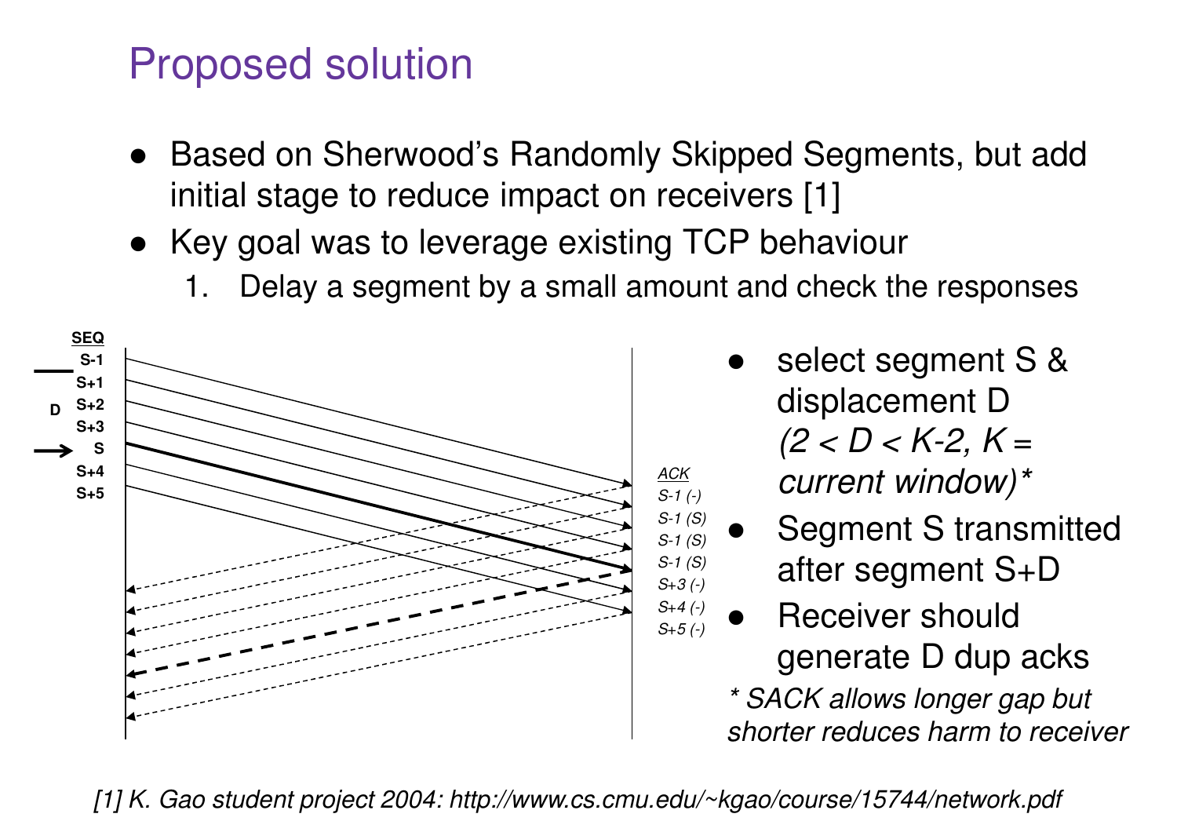# Proposed solution

- Based on Sherwood's Randomly Skipped Segments, but add initial stage to reduce impact on receivers [1]
- Key goal was to leverage existing TCP behaviour
  1. Delay a segment by a small amount and check the responses

| SEQ | ACK |
|---|---|
| S-1 | S-1 (-) |
| S+1 | S-1 (S) |
| S+2 | S-1 (S) |
| S+3 | S-1 (S) |
| S | S+3 (-) |
| S+4 | S+4 (-) |
| S+5 | S+5 (-) |

- select segment S & displacement D *(2 < D < K-2, K = current window)**
- Segment S transmitted after segment S+D
- Receiver should generate D dup acks

*\* SACK allows longer gap but shorter reduces harm to receiver*

*[1] K. Gao student project 2004: http://www.cs.cmu.edu/~kgao/course/15744/network.pdf*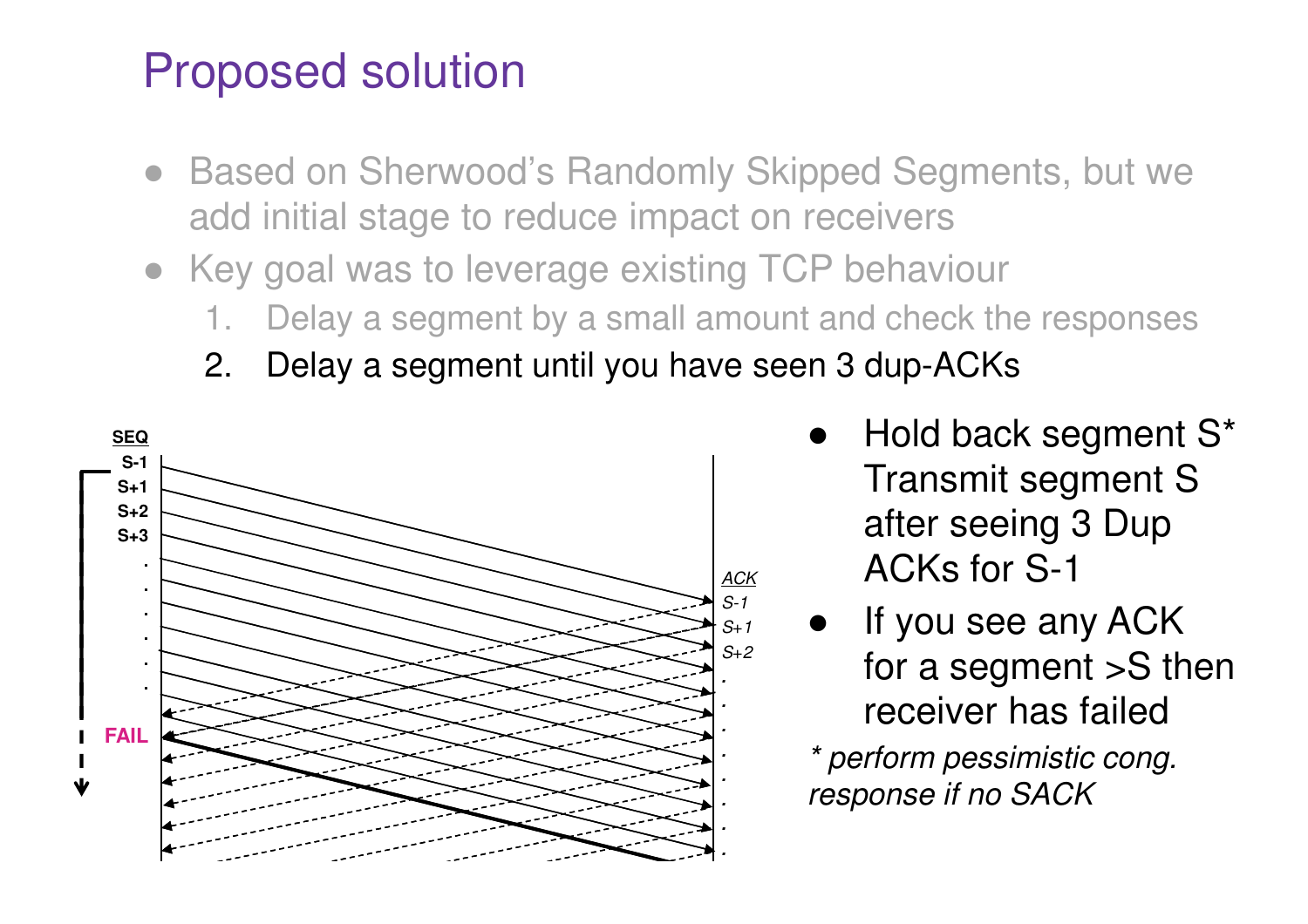# Proposed solution

- Based on Sherwood's Randomly Skipped Segments, but we add initial stage to reduce impact on receivers
- Key goal was to leverage existing TCP behaviour
  1. Delay a segment by a small amount and check the responses
  2. Delay a segment until you have seen 3 dup-ACKs

SEQ
S-1
S+1
S+2
S+3
FAIL

ACK
S-1
S+1
S+2

- Hold back segment S*
  Transmit segment S after seeing 3 Dup ACKs for S-1
- If you see any ACK for a segment >S then receiver has failed

*\* perform pessimistic cong. response if no SACK*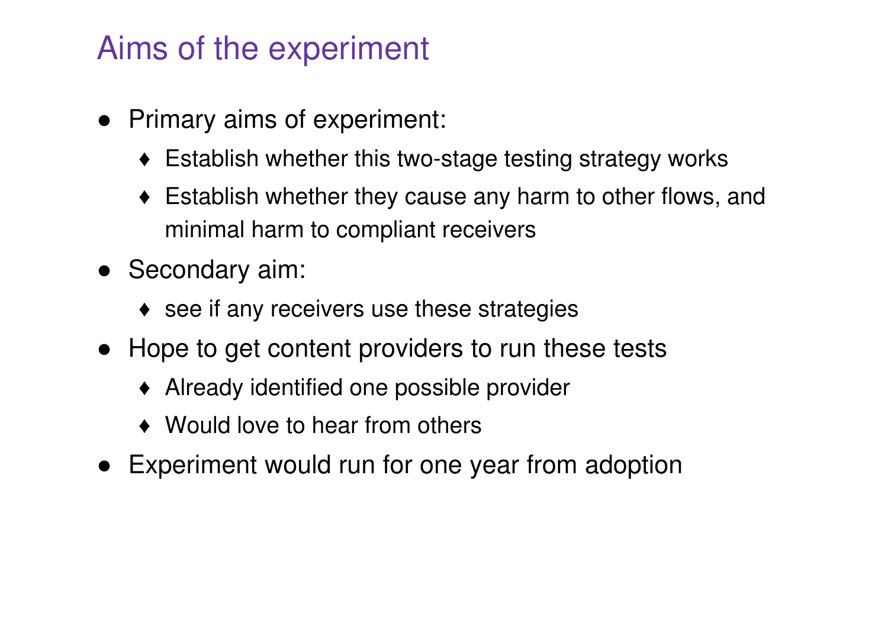# Aims of the experiment

- Primary aims of experiment:
  - Establish whether this two-stage testing strategy works
  - Establish whether they cause any harm to other flows, and minimal harm to compliant receivers
- Secondary aim:
  - see if any receivers use these strategies
- Hope to get content providers to run these tests
  - Already identified one possible provider
  - Would love to hear from others
- Experiment would run for one year from adoption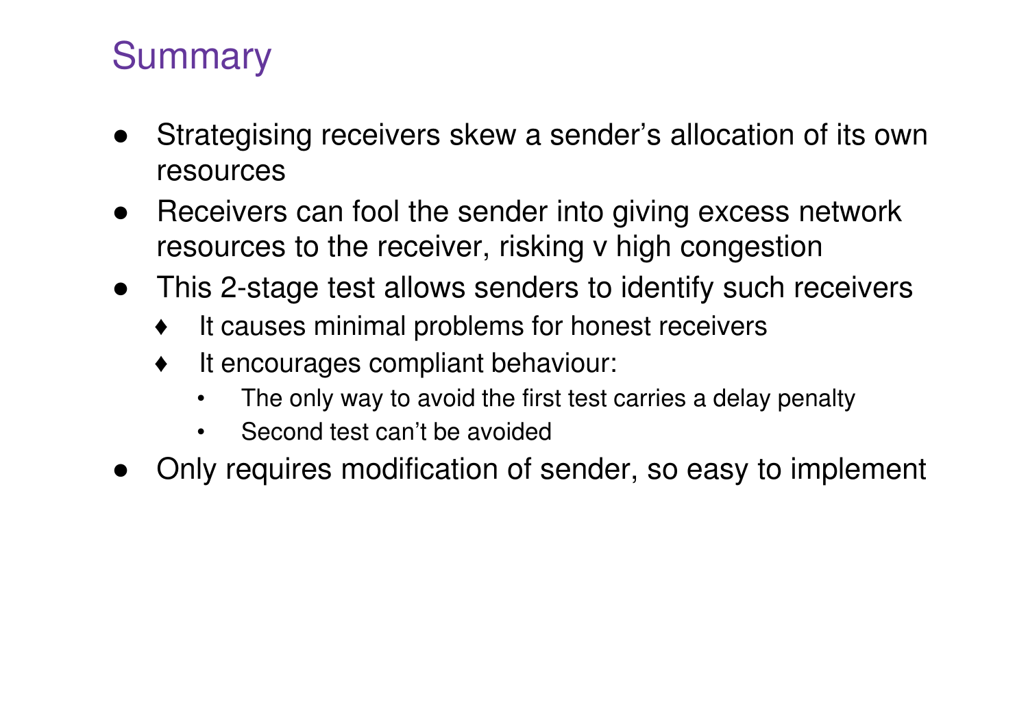# Summary

- Strategising receivers skew a sender's allocation of its own resources
- Receivers can fool the sender into giving excess network resources to the receiver, risking v high congestion
- This 2-stage test allows senders to identify such receivers
  - It causes minimal problems for honest receivers
  - It encourages compliant behaviour:
    - The only way to avoid the first test carries a delay penalty
    - Second test can't be avoided
- Only requires modification of sender, so easy to implement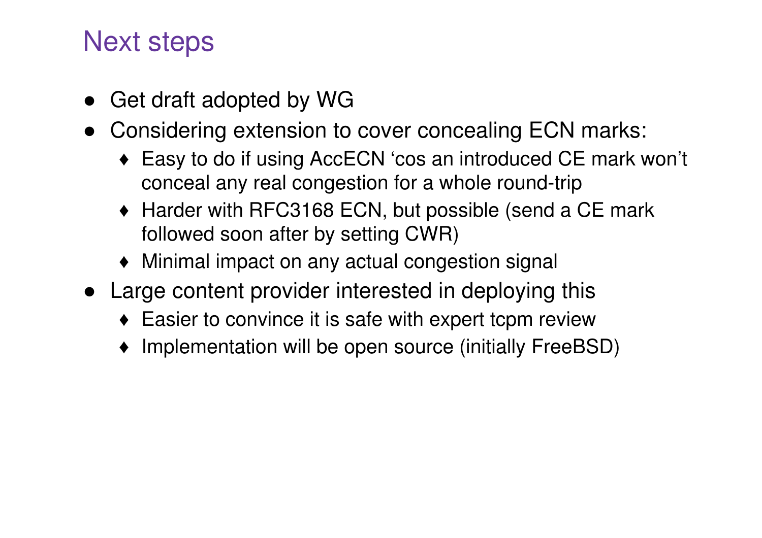# Next steps

- Get draft adopted by WG
- Considering extension to cover concealing ECN marks:
  - Easy to do if using AccECN ‘cos an introduced CE mark won’t conceal any real congestion for a whole round-trip
  - Harder with RFC3168 ECN, but possible (send a CE mark followed soon after by setting CWR)
  - Minimal impact on any actual congestion signal
- Large content provider interested in deploying this
  - Easier to convince it is safe with expert tcpm review
  - Implementation will be open source (initially FreeBSD)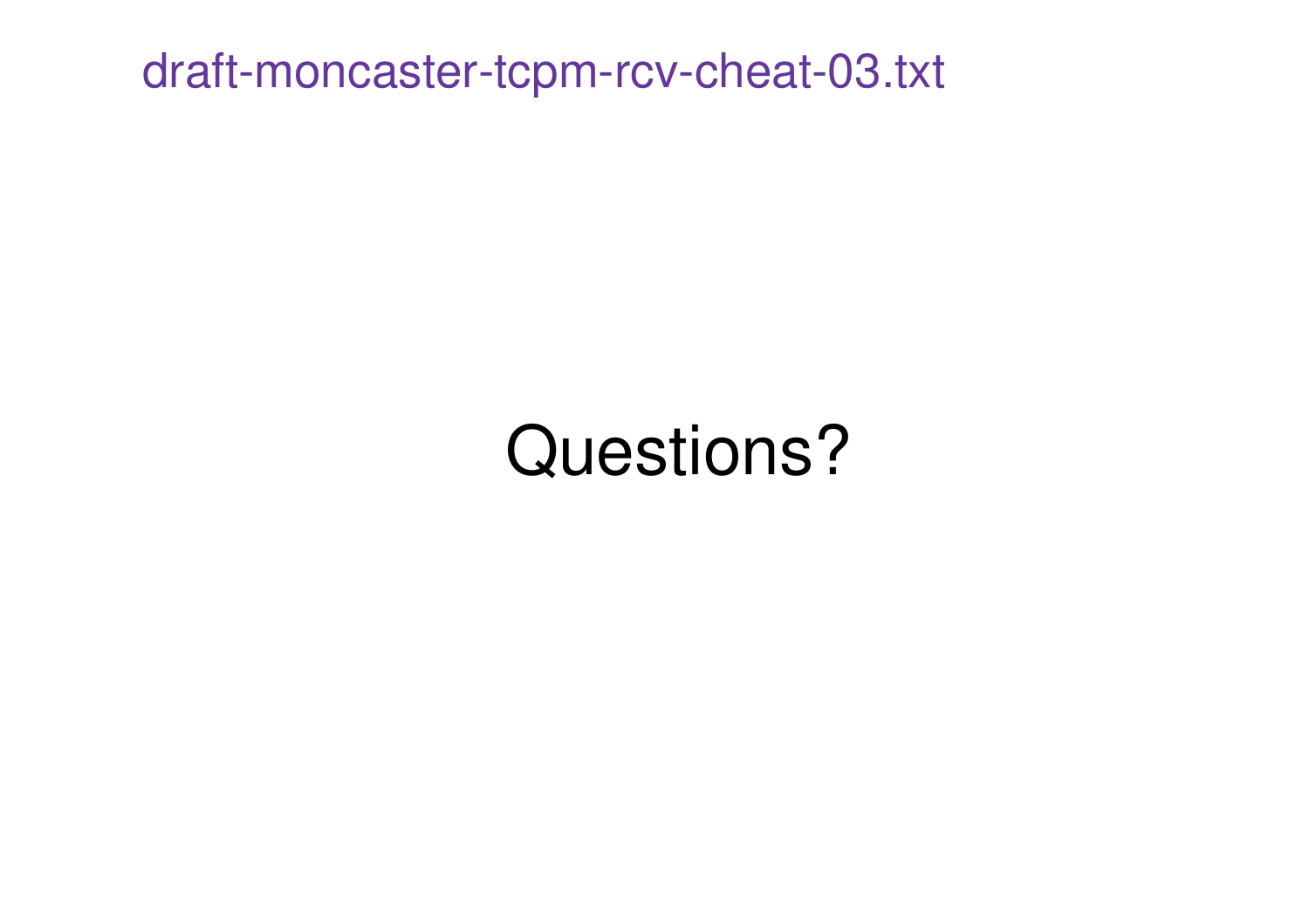draft-moncaster-tcpm-rcv-cheat-03.txt

# Questions?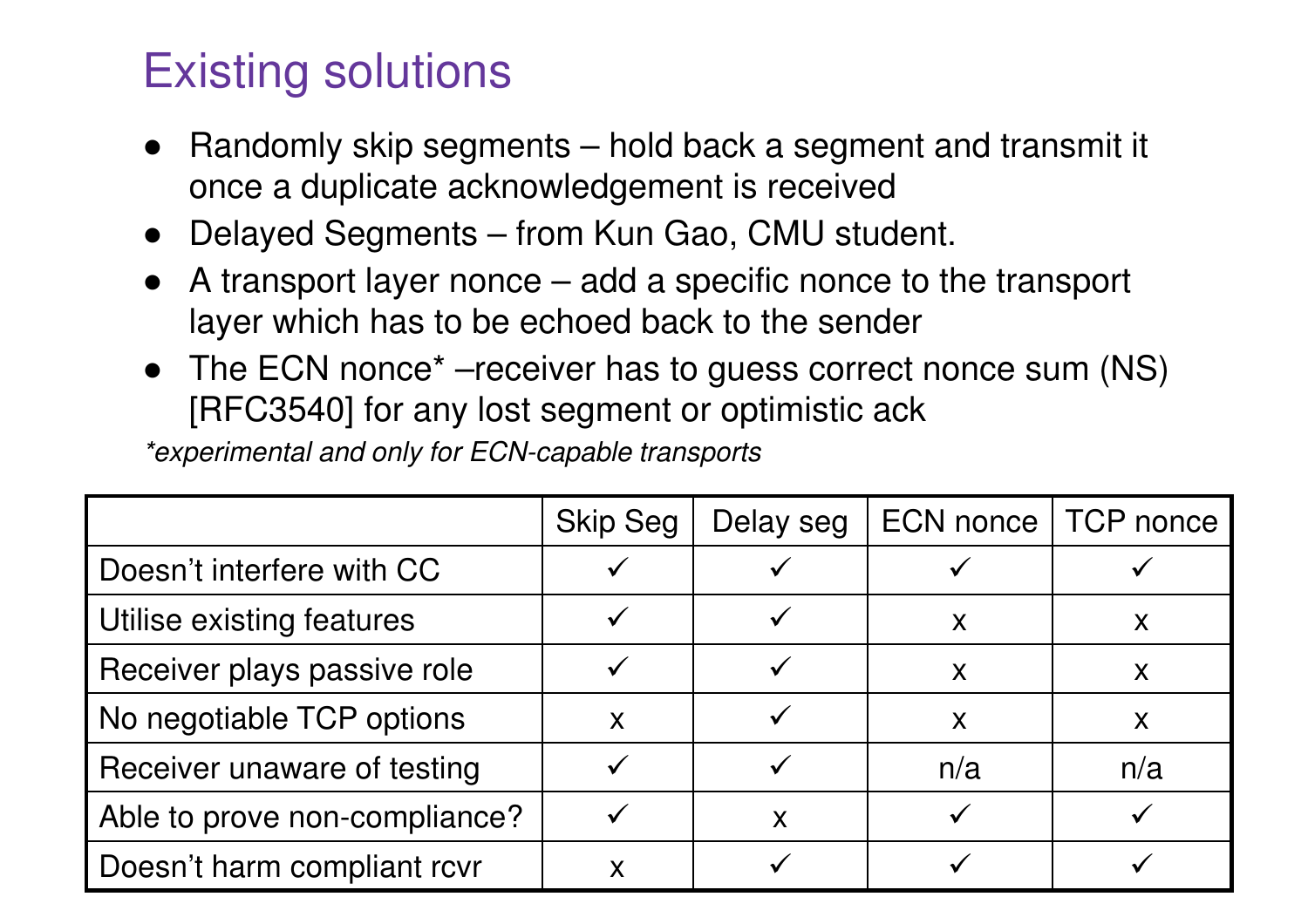# Existing solutions

- Randomly skip segments – hold back a segment and transmit it once a duplicate acknowledgement is received
- Delayed Segments – from Kun Gao, CMU student.
- A transport layer nonce – add a specific nonce to the transport layer which has to be echoed back to the sender
- The ECN nonce* –receiver has to guess correct nonce sum (NS) [RFC3540] for any lost segment or optimistic ack

*\*experimental and only for ECN-capable transports*

| | Skip Seg | Delay seg | ECN nonce | TCP nonce |
|---|---|---|---|---|
| Doesn't interfere with CC | ✓ | ✓ | ✓ | ✓ |
| Utilise existing features | ✓ | ✓ | x | x |
| Receiver plays passive role | ✓ | ✓ | x | x |
| No negotiable TCP options | x | ✓ | x | x |
| Receiver unaware of testing | ✓ | ✓ | n/a | n/a |
| Able to prove non-compliance? | ✓ | x | ✓ | ✓ |
| Doesn't harm compliant rcvr | x | ✓ | ✓ | ✓ |